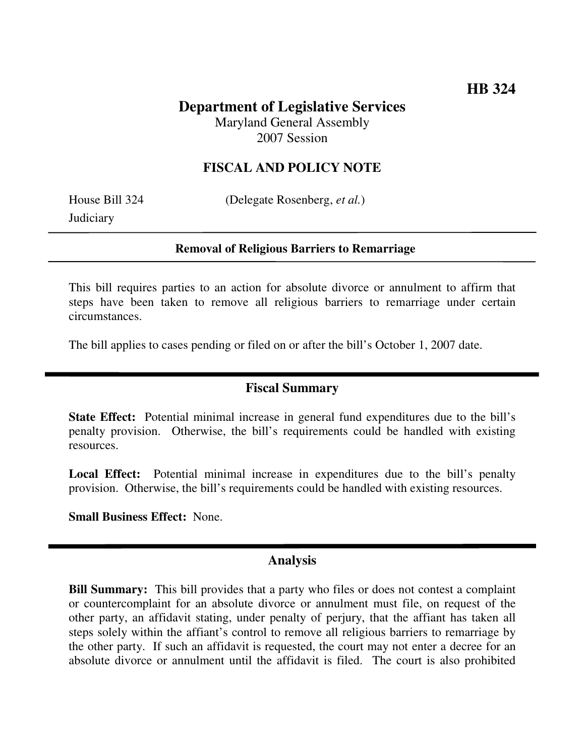**HB 324**

# Department of Legislative Services

Maryland General Assembly
2007 Session

## FISCAL AND POLICY NOTE

House Bill 324 (Delegate Rosenberg, *et al.*)
Judiciary

---

**Removal of Religious Barriers to Remarriage**

---

This bill requires parties to an action for absolute divorce or annulment to affirm that steps have been taken to remove all religious barriers to remarriage under certain circumstances.

The bill applies to cases pending or filed on or after the bill's October 1, 2007 date.

## Fiscal Summary

**State Effect:** Potential minimal increase in general fund expenditures due to the bill's penalty provision. Otherwise, the bill's requirements could be handled with existing resources.

**Local Effect:** Potential minimal increase in expenditures due to the bill's penalty provision. Otherwise, the bill's requirements could be handled with existing resources.

**Small Business Effect:** None.

## Analysis

**Bill Summary:** This bill provides that a party who files or does not contest a complaint or countercomplaint for an absolute divorce or annulment must file, on request of the other party, an affidavit stating, under penalty of perjury, that the affiant has taken all steps solely within the affiant's control to remove all religious barriers to remarriage by the other party. If such an affidavit is requested, the court may not enter a decree for an absolute divorce or annulment until the affidavit is filed. The court is also prohibited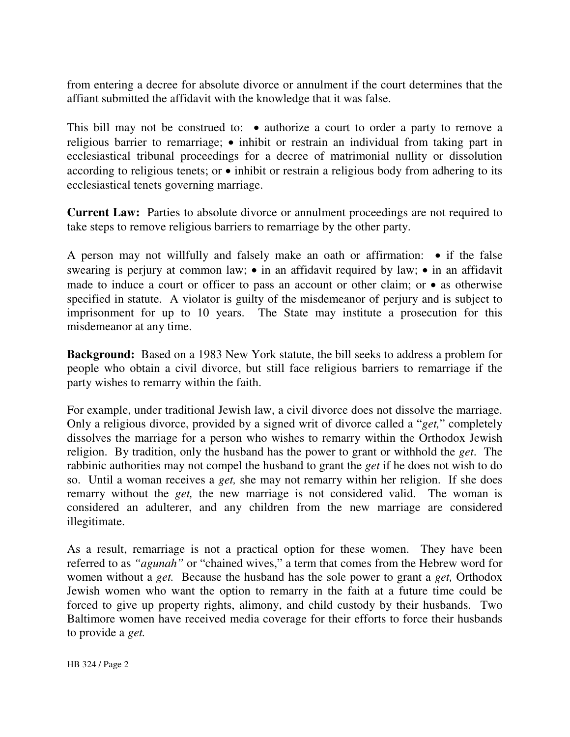from entering a decree for absolute divorce or annulment if the court determines that the affiant submitted the affidavit with the knowledge that it was false.

This bill may not be construed to: • authorize a court to order a party to remove a religious barrier to remarriage; • inhibit or restrain an individual from taking part in ecclesiastical tribunal proceedings for a decree of matrimonial nullity or dissolution according to religious tenets; or • inhibit or restrain a religious body from adhering to its ecclesiastical tenets governing marriage.

**Current Law:** Parties to absolute divorce or annulment proceedings are not required to take steps to remove religious barriers to remarriage by the other party.

A person may not willfully and falsely make an oath or affirmation: • if the false swearing is perjury at common law; • in an affidavit required by law; • in an affidavit made to induce a court or officer to pass an account or other claim; or • as otherwise specified in statute. A violator is guilty of the misdemeanor of perjury and is subject to imprisonment for up to 10 years. The State may institute a prosecution for this misdemeanor at any time.

**Background:** Based on a 1983 New York statute, the bill seeks to address a problem for people who obtain a civil divorce, but still face religious barriers to remarriage if the party wishes to remarry within the faith.

For example, under traditional Jewish law, a civil divorce does not dissolve the marriage. Only a religious divorce, provided by a signed writ of divorce called a "*get,*" completely dissolves the marriage for a person who wishes to remarry within the Orthodox Jewish religion. By tradition, only the husband has the power to grant or withhold the *get*. The rabbinic authorities may not compel the husband to grant the *get* if he does not wish to do so. Until a woman receives a *get,* she may not remarry within her religion. If she does remarry without the *get,* the new marriage is not considered valid. The woman is considered an adulterer, and any children from the new marriage are considered illegitimate.

As a result, remarriage is not a practical option for these women. They have been referred to as *"agunah"* or "chained wives," a term that comes from the Hebrew word for women without a *get.* Because the husband has the sole power to grant a *get,* Orthodox Jewish women who want the option to remarry in the faith at a future time could be forced to give up property rights, alimony, and child custody by their husbands. Two Baltimore women have received media coverage for their efforts to force their husbands to provide a *get.*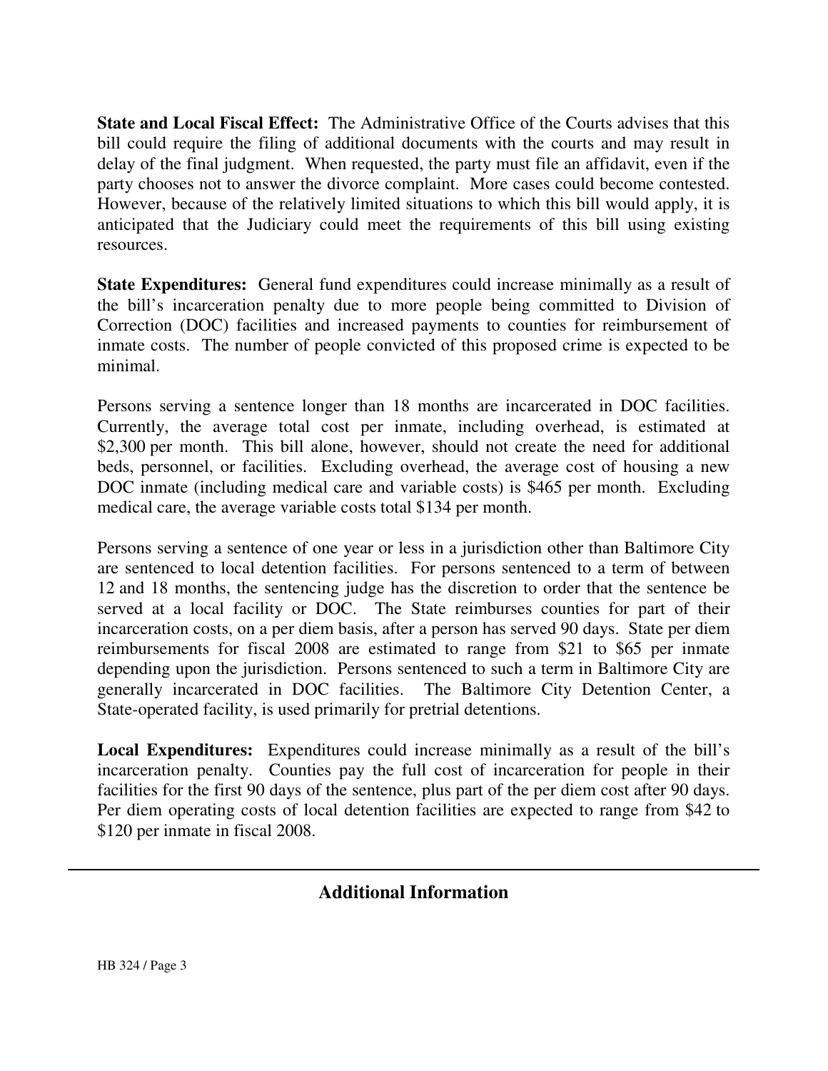**State and Local Fiscal Effect:** The Administrative Office of the Courts advises that this bill could require the filing of additional documents with the courts and may result in delay of the final judgment. When requested, the party must file an affidavit, even if the party chooses not to answer the divorce complaint. More cases could become contested. However, because of the relatively limited situations to which this bill would apply, it is anticipated that the Judiciary could meet the requirements of this bill using existing resources.

**State Expenditures:** General fund expenditures could increase minimally as a result of the bill's incarceration penalty due to more people being committed to Division of Correction (DOC) facilities and increased payments to counties for reimbursement of inmate costs. The number of people convicted of this proposed crime is expected to be minimal.

Persons serving a sentence longer than 18 months are incarcerated in DOC facilities. Currently, the average total cost per inmate, including overhead, is estimated at $2,300 per month. This bill alone, however, should not create the need for additional beds, personnel, or facilities. Excluding overhead, the average cost of housing a new DOC inmate (including medical care and variable costs) is $465 per month. Excluding medical care, the average variable costs total $134 per month.

Persons serving a sentence of one year or less in a jurisdiction other than Baltimore City are sentenced to local detention facilities. For persons sentenced to a term of between 12 and 18 months, the sentencing judge has the discretion to order that the sentence be served at a local facility or DOC. The State reimburses counties for part of their incarceration costs, on a per diem basis, after a person has served 90 days. State per diem reimbursements for fiscal 2008 are estimated to range from $21 to $65 per inmate depending upon the jurisdiction. Persons sentenced to such a term in Baltimore City are generally incarcerated in DOC facilities. The Baltimore City Detention Center, a State-operated facility, is used primarily for pretrial detentions.

**Local Expenditures:** Expenditures could increase minimally as a result of the bill's incarceration penalty. Counties pay the full cost of incarceration for people in their facilities for the first 90 days of the sentence, plus part of the per diem cost after 90 days. Per diem operating costs of local detention facilities are expected to range from $42 to $120 per inmate in fiscal 2008.

---

## Additional Information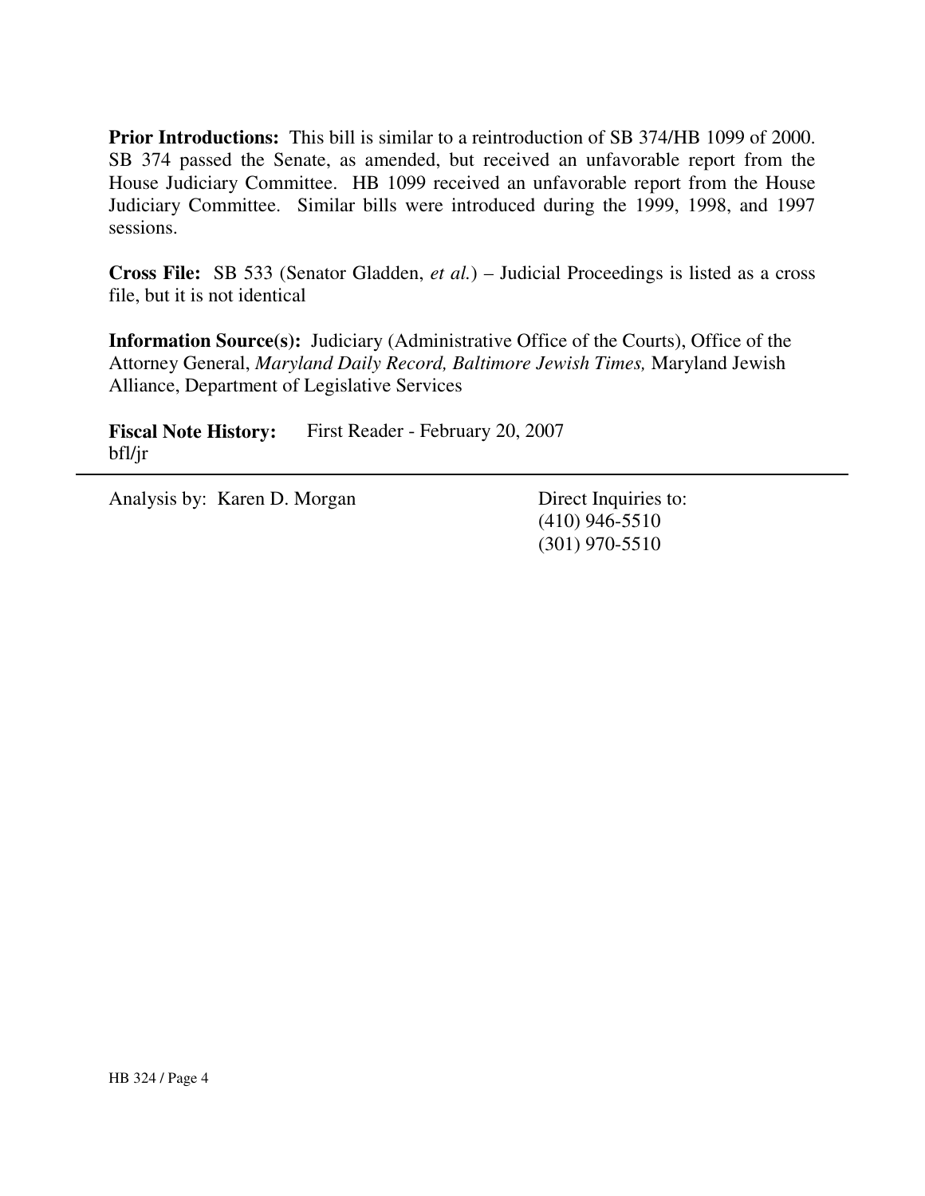**Prior Introductions:** This bill is similar to a reintroduction of SB 374/HB 1099 of 2000. SB 374 passed the Senate, as amended, but received an unfavorable report from the House Judiciary Committee. HB 1099 received an unfavorable report from the House Judiciary Committee. Similar bills were introduced during the 1999, 1998, and 1997 sessions.

**Cross File:** SB 533 (Senator Gladden, *et al.*) – Judicial Proceedings is listed as a cross file, but it is not identical

**Information Source(s):** Judiciary (Administrative Office of the Courts), Office of the Attorney General, *Maryland Daily Record, Baltimore Jewish Times,* Maryland Jewish Alliance, Department of Legislative Services

**Fiscal Note History:** First Reader - February 20, 2007
bfl/jr

---

Analysis by: Karen D. Morgan

Direct Inquiries to:
(410) 946-5510
(301) 970-5510